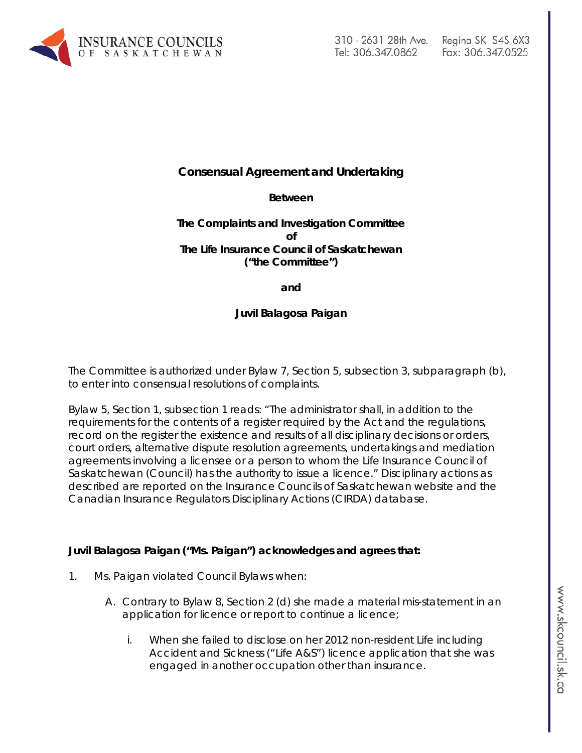**Consensual Agreement and Undertaking**

**Between**

**The Complaints and Investigation Committee**
**of**
**The Life Insurance Council of Saskatchewan**
**("the Committee")**

**and**

**Juvil Balagosa Paigan**

The Committee is authorized under Bylaw 7, Section 5, subsection 3, subparagraph (b), to enter into consensual resolutions of complaints.

Bylaw 5, Section 1, subsection 1 reads: "The administrator shall, in addition to the requirements for the contents of a register required by the Act and the regulations, record on the register the existence and results of all disciplinary decisions or orders, court orders, alternative dispute resolution agreements, undertakings and mediation agreements involving a licensee or a person to whom the Life Insurance Council of Saskatchewan (Council) has the authority to issue a licence." Disciplinary actions as described are reported on the Insurance Councils of Saskatchewan website and the Canadian Insurance Regulators Disciplinary Actions (CIRDA) database.

**Juvil Balagosa Paigan ("Ms. Paigan") acknowledges and agrees that:**

1. Ms. Paigan violated Council Bylaws when:

   A. Contrary to Bylaw 8, Section 2 (d) she made a material mis-statement in an application for licence or report to continue a licence;

      i. When she failed to disclose on her 2012 non-resident Life including Accident and Sickness ("Life A&S") licence application that she was engaged in another occupation other than insurance.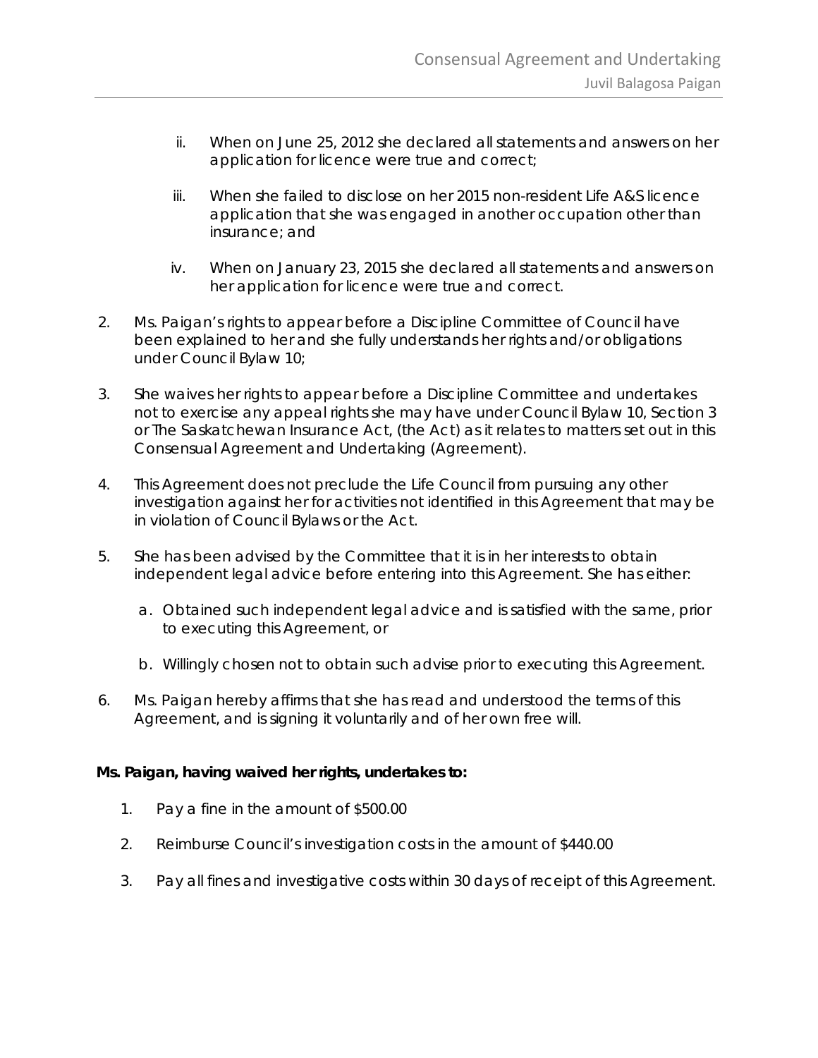ii. When on June 25, 2012 she declared all statements and answers on her application for licence were true and correct;

iii. When she failed to disclose on her 2015 non-resident Life A&S licence application that she was engaged in another occupation other than insurance; and

iv. When on January 23, 2015 she declared all statements and answers on her application for licence were true and correct.

2. Ms. Paigan's rights to appear before a Discipline Committee of Council have been explained to her and she fully understands her rights and/or obligations under Council Bylaw 10;

3. She waives her rights to appear before a Discipline Committee and undertakes not to exercise any appeal rights she may have under Council Bylaw 10, Section 3 or The Saskatchewan Insurance Act, (the Act) as it relates to matters set out in this Consensual Agreement and Undertaking (Agreement).

4. This Agreement does not preclude the Life Council from pursuing any other investigation against her for activities not identified in this Agreement that may be in violation of Council Bylaws or the Act.

5. She has been advised by the Committee that it is in her interests to obtain independent legal advice before entering into this Agreement. She has either:

   a. Obtained such independent legal advice and is satisfied with the same, prior to executing this Agreement, or

   b. Willingly chosen not to obtain such advise prior to executing this Agreement.

6. Ms. Paigan hereby affirms that she has read and understood the terms of this Agreement, and is signing it voluntarily and of her own free will.

**Ms. Paigan, having waived her rights, undertakes to:**

1. Pay a fine in the amount of $500.00
2. Reimburse Council's investigation costs in the amount of $440.00
3. Pay all fines and investigative costs within 30 days of receipt of this Agreement.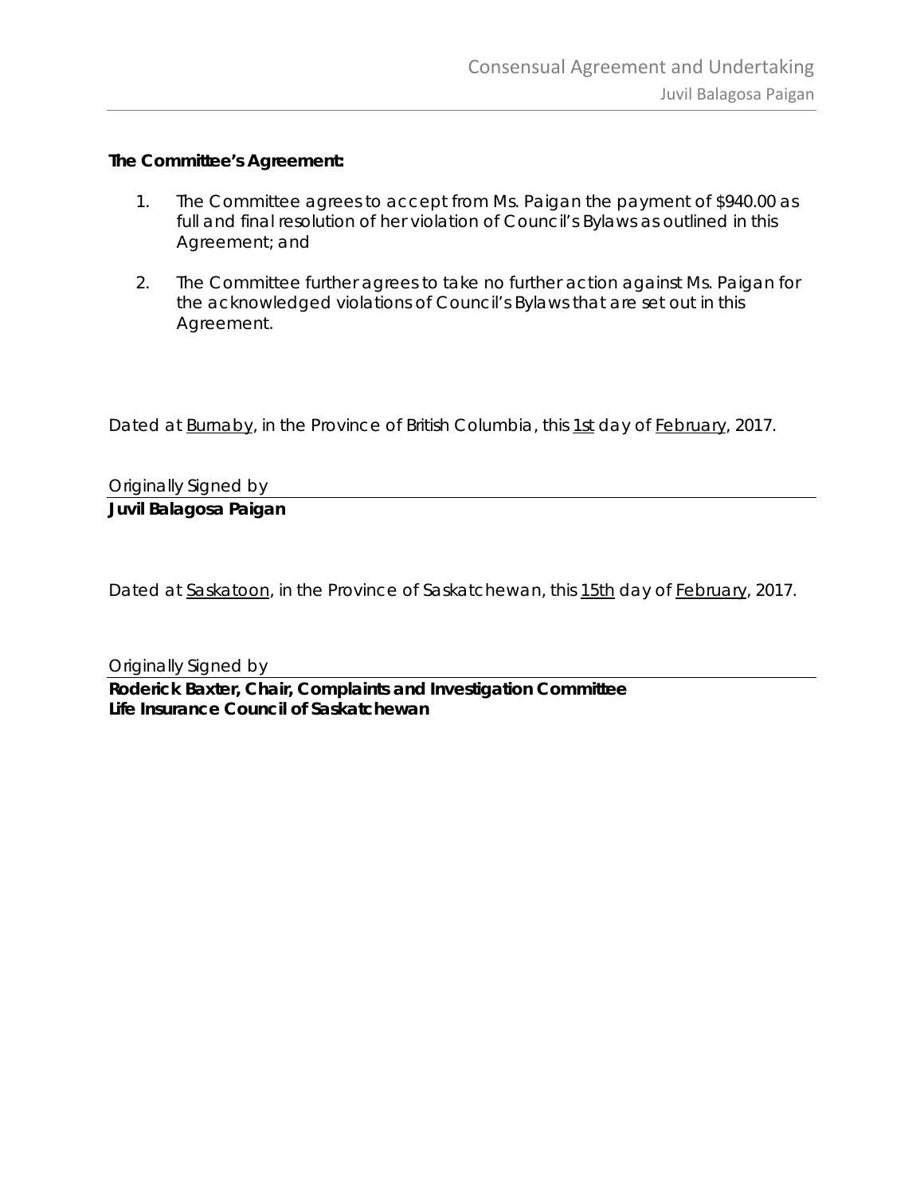**The Committee's Agreement:**

1. The Committee agrees to accept from Ms. Paigan the payment of $940.00 as full and final resolution of her violation of Council's Bylaws as outlined in this Agreement; and

2. The Committee further agrees to take no further action against Ms. Paigan for the acknowledged violations of Council's Bylaws that are set out in this Agreement.

Dated at Burnaby, in the Province of British Columbia, this 1st day of February, 2017.

Originally Signed by

**Juvil Balagosa Paigan**

Dated at Saskatoon, in the Province of Saskatchewan, this 15th day of February, 2017.

Originally Signed by

**Roderick Baxter, Chair, Complaints and Investigation Committee**
**Life Insurance Council of Saskatchewan**